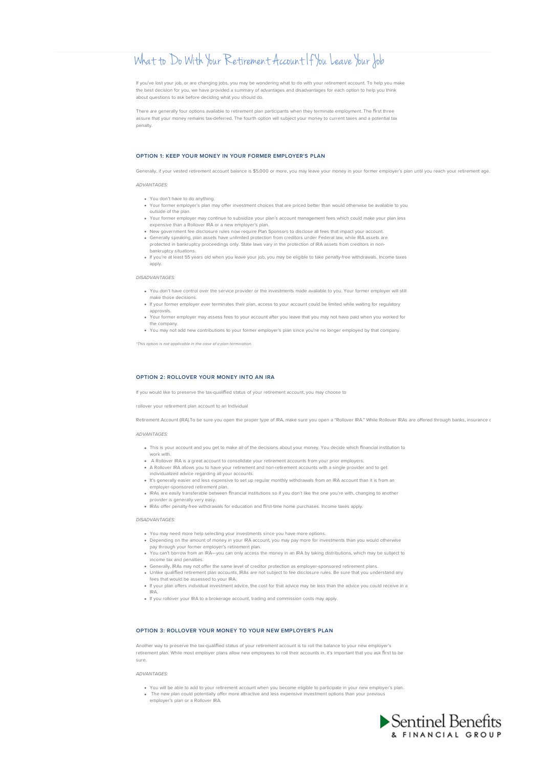# What to Do With Your Retirement Account If You Leave Your Job

If you've lost your job, or are changing jobs, you may be wondering what to do with your retirement account. To help you make the best decision for you, we have provided a summary of advantages and disadvantages for each option to help you think about questions to ask before deciding what you should do.

There are generally four options available to retirement plan participants when they terminate employment. The first three assure that your money remains tax-deferred. The fourth option will subject your money to current taxes and a potential tax penalty.

## OPTION 1: KEEP YOUR MONEY IN YOUR FORMER EMPLOYER'S PLAN

Generally, if your vested retirement account balance is $5,000 or more, you may leave your money in your former employer's plan until you reach your retirement age.

*ADVANTAGES:*

- You don't have to do anything.
- Your former employer's plan may offer investment choices that are priced better than would otherwise be available to you outside of the plan.
- Your former employer may continue to subsidize your plan's account management fees which could make your plan less expensive than a Rollover IRA or a new employer's plan.
- New government fee disclosure rules now require Plan Sponsors to disclose all fees that impact your account.
- Generally speaking, plan assets have unlimited protection from creditors under Federal law, while IRA assets are protected in bankruptcy proceedings only. State laws vary in the protection of IRA assets from creditors in non-bankruptcy situations.
- If you're at least 55 years old when you leave your job, you may be eligible to take penalty-free withdrawals. Income taxes apply.

*DISADVANTAGES:*

- You don't have control over the service provider or the investments made available to you. Your former employer will still make those decisions.
- If your former employer ever terminates their plan, access to your account could be limited while waiting for regulatory approvals.
- Your former employer may assess fees to your account after you leave that you may not have paid when you worked for the company.
- You may not add new contributions to your former employer's plan since you're no longer employed by that company.

*\*This option is not applicable in the case of a plan termination.*

## OPTION 2: ROLLOVER YOUR MONEY INTO AN IRA

If you would like to preserve the tax-qualified status of your retirement account, you may choose to

rollover your retirement plan account to an Individual

Retirement Account (IRA).To be sure you open the proper type of IRA, make sure you open a "Rollover IRA." While Rollover IRAs are offered through banks, insurance c

*ADVANTAGES:*

- This is your account and you get to make all of the decisions about your money. You decide which financial institution to work with.
- A Rollover IRA is a great account to consolidate your retirement accounts from your prior employers.
- A Rollover IRA allows you to have your retirement and non-retirement accounts with a single provider and to get individualized advice regarding all your accounts.
- It's generally easier and less expensive to set up regular monthly withdrawals from an IRA account than it is from an employer-sponsored retirement plan.
- IRAs are easily transferable between financial institutions so if you don't like the one you're with, changing to another provider is generally very easy.
- IRAs offer penalty-free withdrawals for education and first-time home purchases. Income taxes apply.

*DISADVANTAGES:*

- You may need more help selecting your investments since you have more options.
- Depending on the amount of money in your IRA account, you may pay more for investments than you would otherwise pay through your former employer's retirement plan.
- You can't borrow from an IRA—you can only access the money in an IRA by taking distributions, which may be subject to income tax and penalties.
- Generally, IRAs may not offer the same level of creditor protection as employer-sponsored retirement plans.
- Unlike qualified retirement plan accounts, IRAs are not subject to fee disclosure rules. Be sure that you understand any fees that would be assessed to your IRA.
- If your plan offers individual investment advice, the cost for that advice may be less than the advice you could receive in a IRA.
- If you rollover your IRA to a brokerage account, trading and commission costs may apply.

## OPTION 3: ROLLOVER YOUR MONEY TO YOUR NEW EMPLOYER'S PLAN

Another way to preserve the tax-qualified status of your retirement account is to roll the balance to your new employer's retirement plan. While most employer plans allow new employees to roll their accounts in, it's important that you ask first to be sure.

*ADVANTAGES:*

- You will be able to add to your retirement account when you become eligible to participate in your new employer's plan.
- The new plan could potentially offer more attractive and less expensive investment options than your previous employer's plan or a Rollover IRA.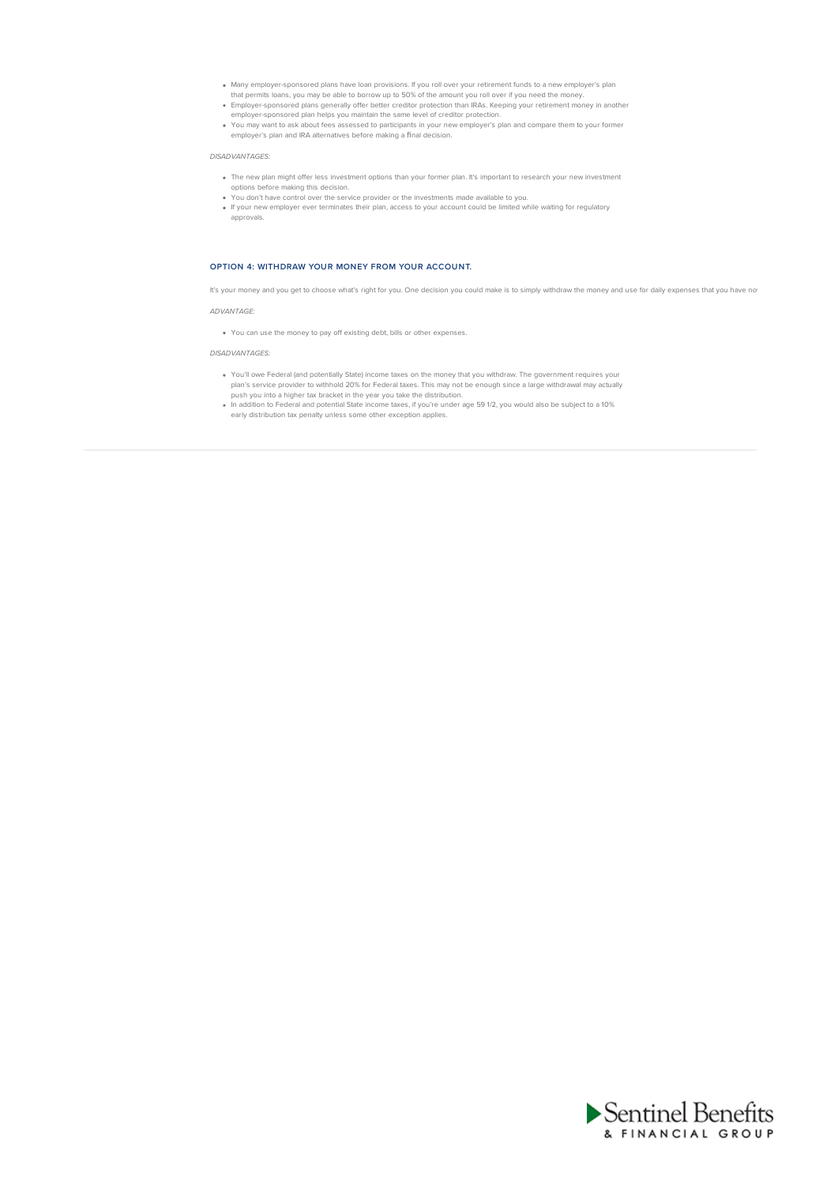- Many employer-sponsored plans have loan provisions. If you roll over your retirement funds to a new employer's plan that permits loans, you may be able to borrow up to 50% of the amount you roll over if you need the money.
- Employer-sponsored plans generally offer better creditor protection than IRAs. Keeping your retirement money in another employer-sponsored plan helps you maintain the same level of creditor protection.
- You may want to ask about fees assessed to participants in your new employer's plan and compare them to your former employer's plan and IRA alternatives before making a final decision.

*DISADVANTAGES:*

- The new plan might offer less investment options than your former plan. It's important to research your new investment options before making this decision.
- You don't have control over the service provider or the investments made available to you.
- If your new employer ever terminates their plan, access to your account could be limited while waiting for regulatory approvals.

## OPTION 4: WITHDRAW YOUR MONEY FROM YOUR ACCOUNT.

It's your money and you get to choose what's right for you. One decision you could make is to simply withdraw the money and use for daily expenses that you have no

*ADVANTAGE:*

- You can use the money to pay off existing debt, bills or other expenses.

*DISADVANTAGES:*

- You'll owe Federal (and potentially State) income taxes on the money that you withdraw. The government requires your plan's service provider to withhold 20% for Federal taxes. This may not be enough since a large withdrawal may actually push you into a higher tax bracket in the year you take the distribution.
- In addition to Federal and potential State income taxes, if you're under age 59 1/2, you would also be subject to a 10% early distribution tax penalty unless some other exception applies.

---

Sentinel Benefits & FINANCIAL GROUP